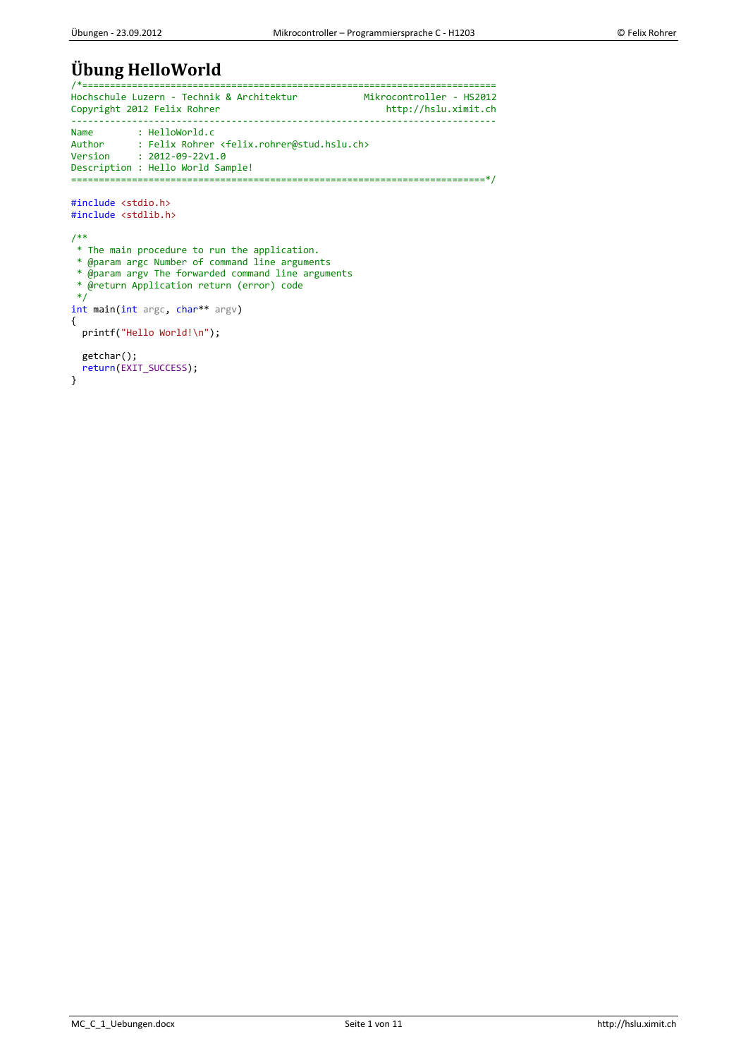# Übung HelloWorld

```c
/*===========================================================================
Hochschule Luzern - Technik & Architektur            Mikrocontroller - HS2012
Copyright 2012 Felix Rohrer                             http://hslu.ximit.ch
-----------------------------------------------------------------------------
Name        : HelloWorld.c
Author      : Felix Rohrer <felix.rohrer@stud.hslu.ch>
Version     : 2012-09-22v1.0
Description : Hello World Sample!
==========================================================================*/

#include <stdio.h>
#include <stdlib.h>

/**
 * The main procedure to run the application.
 * @param argc Number of command line arguments
 * @param argv The forwarded command line arguments
 * @return Application return (error) code
 */
int main(int argc, char** argv)
{
  printf("Hello World!\n");

  getchar();
  return(EXIT_SUCCESS);
}
```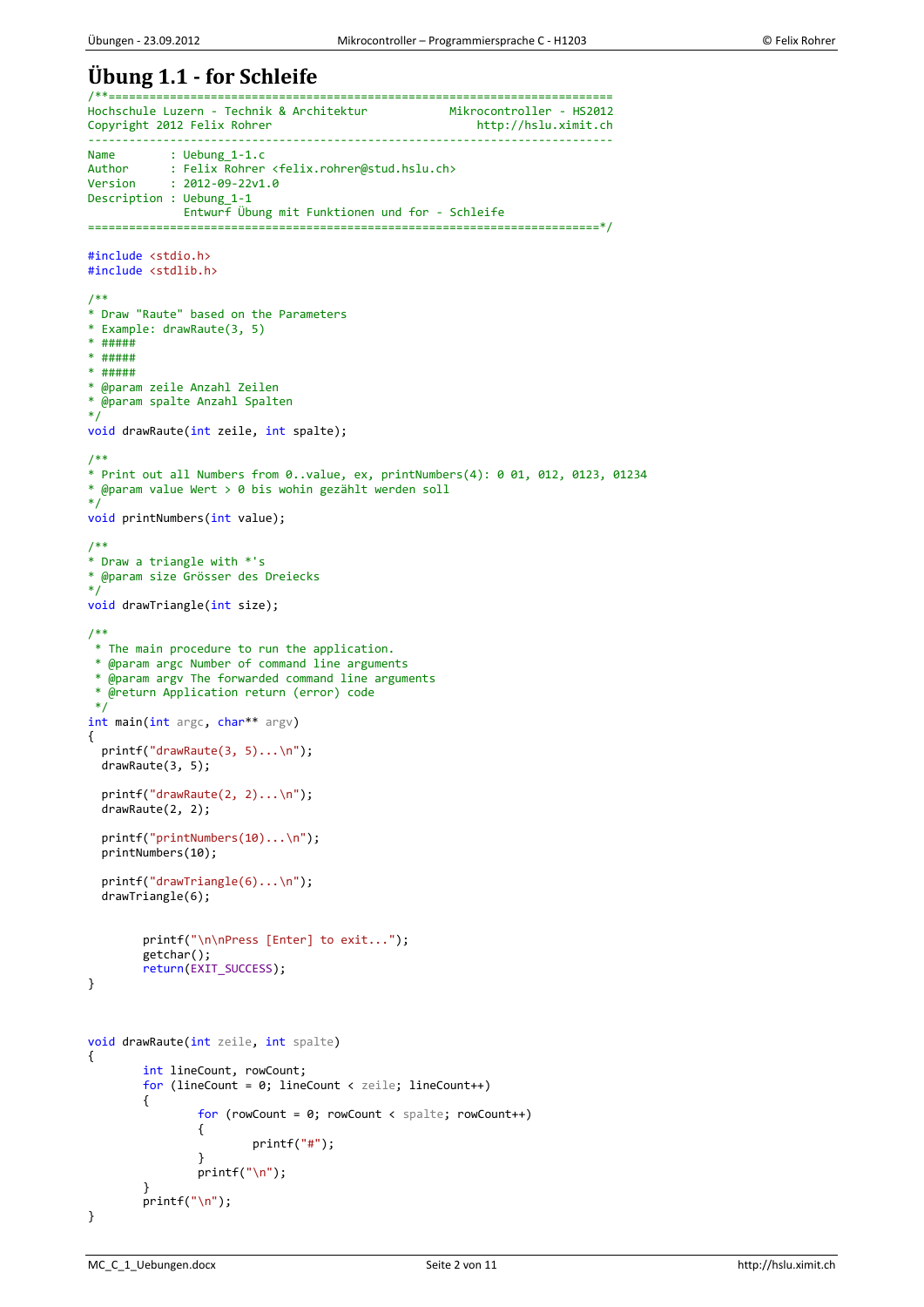# Übung 1.1 - for Schleife

```c
/**==========================================================================
Hochschule Luzern - Technik & Architektur            Mikrocontroller - HS2012
Copyright 2012 Felix Rohrer                               http://hslu.ximit.ch
-----------------------------------------------------------------------------
Name        : Uebung_1-1.c
Author      : Felix Rohrer <felix.rohrer@stud.hslu.ch>
Version     : 2012-09-22v1.0
Description : Uebung_1-1
              Entwurf Übung mit Funktionen und for - Schleife
==========================================================================*/

#include <stdio.h>
#include <stdlib.h>

/**
* Draw "Raute" based on the Parameters
* Example: drawRaute(3, 5)
* #####
* #####
* #####
* @param zeile Anzahl Zeilen
* @param spalte Anzahl Spalten
*/
void drawRaute(int zeile, int spalte);

/**
* Print out all Numbers from 0..value, ex, printNumbers(4): 0 01, 012, 0123, 01234
* @param value Wert > 0 bis wohin gezählt werden soll
*/
void printNumbers(int value);

/**
* Draw a triangle with *'s
* @param size Grösser des Dreiecks
*/
void drawTriangle(int size);

/**
 * The main procedure to run the application.
 * @param argc Number of command line arguments
 * @param argv The forwarded command line arguments
 * @return Application return (error) code
 */
int main(int argc, char** argv)
{
  printf("drawRaute(3, 5)...\n");
  drawRaute(3, 5);

  printf("drawRaute(2, 2)...\n");
  drawRaute(2, 2);

  printf("printNumbers(10)...\n");
  printNumbers(10);

  printf("drawTriangle(6)...\n");
  drawTriangle(6);


        printf("\n\nPress [Enter] to exit...");
        getchar();
        return(EXIT_SUCCESS);
}



void drawRaute(int zeile, int spalte)
{
        int lineCount, rowCount;
        for (lineCount = 0; lineCount < zeile; lineCount++)
        {
                for (rowCount = 0; rowCount < spalte; rowCount++)
                {
                        printf("#");
                }
                printf("\n");
        }
        printf("\n");
}
```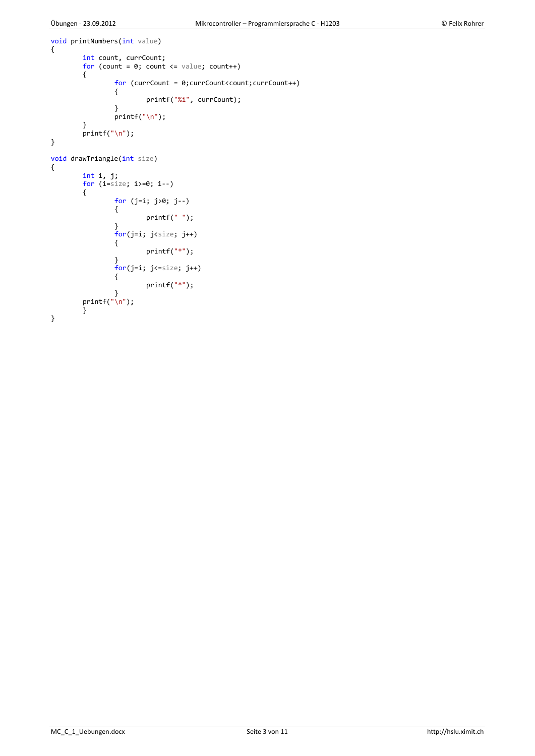```c
void printNumbers(int value)
{
        int count, currCount;
        for (count = 0; count <= value; count++)
        {
                for (currCount = 0;currCount<count;currCount++)
                {
                        printf("%i", currCount);
                }
                printf("\n");
        }
        printf("\n");
}

void drawTriangle(int size)
{
        int i, j;
        for (i=size; i>=0; i--)
        {
                for (j=i; j>0; j--)
                {
                        printf(" ");
                }
                for(j=i; j<size; j++)
                {
                        printf("*");
                }
                for(j=i; j<=size; j++)
                {
                        printf("*");
                }
        printf("\n");
        }
}
```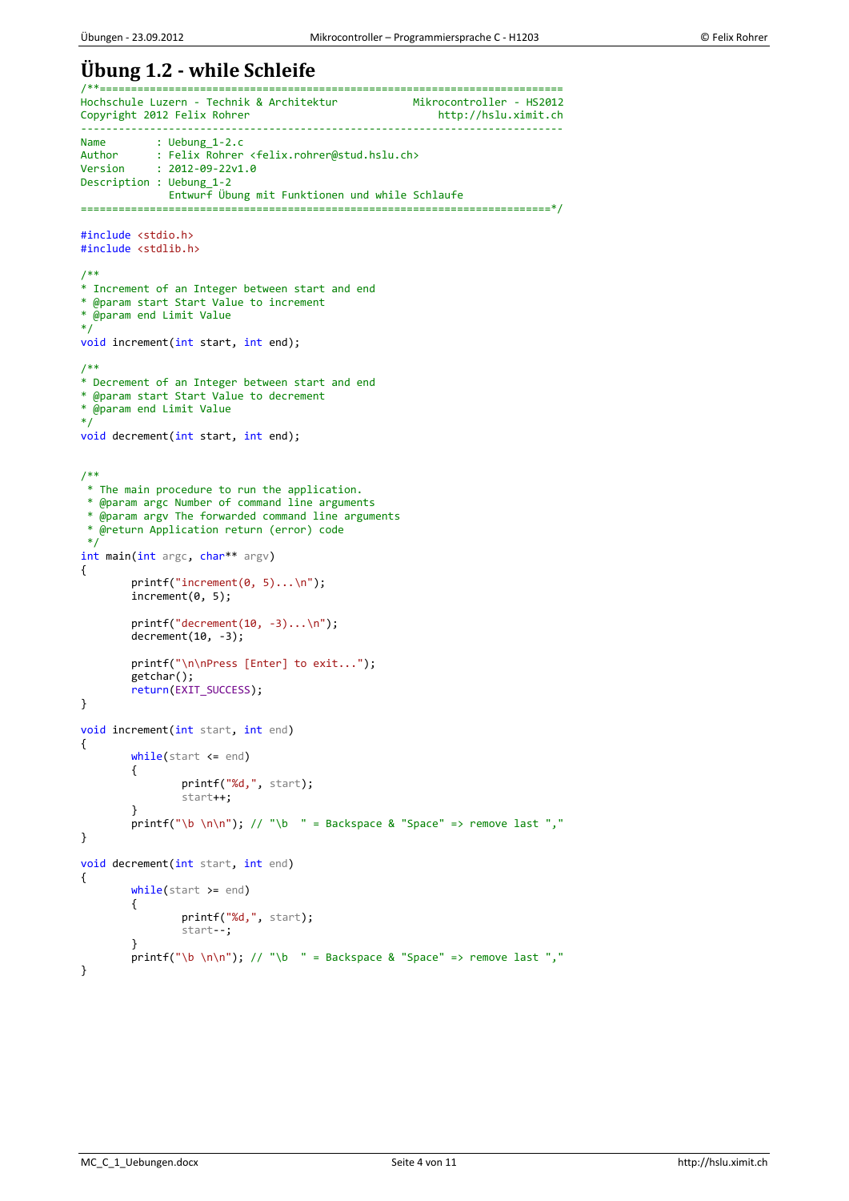# Übung 1.2 - while Schleife

```c
/**===========================================================================
Hochschule Luzern - Technik & Architektur            Mikrocontroller - HS2012
Copyright 2012 Felix Rohrer                              http://hslu.ximit.ch
-----------------------------------------------------------------------------
Name        : Uebung_1-2.c
Author      : Felix Rohrer <felix.rohrer@stud.hslu.ch>
Version     : 2012-09-22v1.0
Description : Uebung_1-2
              Entwurf Übung mit Funktionen und while Schlaufe
===========================================================================*/

#include <stdio.h>
#include <stdlib.h>

/**
* Increment of an Integer between start and end
* @param start Start Value to increment
* @param end Limit Value
*/
void increment(int start, int end);

/**
* Decrement of an Integer between start and end
* @param start Start Value to decrement
* @param end Limit Value
*/
void decrement(int start, int end);


/**
 * The main procedure to run the application.
 * @param argc Number of command line arguments
 * @param argv The forwarded command line arguments
 * @return Application return (error) code
 */
int main(int argc, char** argv)
{
        printf("increment(0, 5)...\n");
        increment(0, 5);

        printf("decrement(10, -3)...\n");
        decrement(10, -3);

        printf("\n\nPress [Enter] to exit...");
        getchar();
        return(EXIT_SUCCESS);
}

void increment(int start, int end)
{
        while(start <= end)
        {
                printf("%d,", start);
                start++;
        }
        printf("\b \n\n"); // "\b  " = Backspace & "Space" => remove last ","
}

void decrement(int start, int end)
{
        while(start >= end)
        {
                printf("%d,", start);
                start--;
        }
        printf("\b \n\n"); // "\b  " = Backspace & "Space" => remove last ","
}
```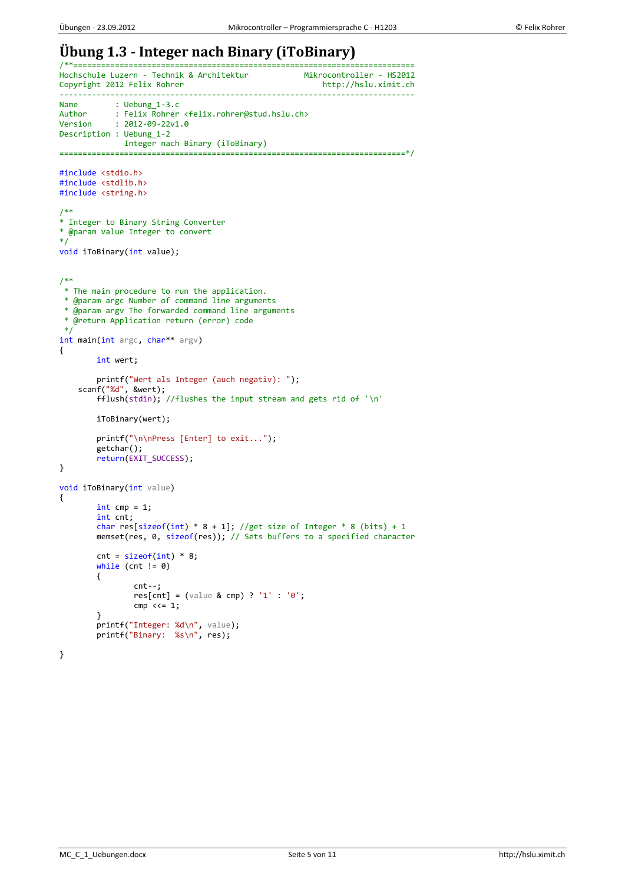# Übung 1.3 - Integer nach Binary (iToBinary)

```c
/**========================================================================
Hochschule Luzern - Technik & Architektur           Mikrokontroller - HS2012
Copyright 2012 Felix Rohrer                              http://hslu.ximit.ch
---------------------------------------------------------------------------
Name        : Uebung_1-3.c
Author      : Felix Rohrer <felix.rohrer@stud.hslu.ch>
Version     : 2012-09-22v1.0
Description : Uebung_1-2
              Integer nach Binary (iToBinary)
=========================================================================*/

#include <stdio.h>
#include <stdlib.h>
#include <string.h>

/**
* Integer to Binary String Converter
* @param value Integer to convert
*/
void iToBinary(int value);


/**
 * The main procedure to run the application.
 * @param argc Number of command line arguments
 * @param argv The forwarded command line arguments
 * @return Application return (error) code
 */
int main(int argc, char** argv)
{
        int wert;

        printf("Wert als Integer (auch negativ): ");
    scanf("%d", &wert);
        fflush(stdin); //flushes the input stream and gets rid of '\n'

        iToBinary(wert);

        printf("\n\nPress [Enter] to exit...");
        getchar();
        return(EXIT_SUCCESS);
}

void iToBinary(int value)
{
        int cmp = 1;
        int cnt;
        char res[sizeof(int) * 8 + 1]; //get size of Integer * 8 (bits) + 1
        memset(res, 0, sizeof(res)); // Sets buffers to a specified character

        cnt = sizeof(int) * 8;
        while (cnt != 0)
        {
                cnt--;
                res[cnt] = (value & cmp) ? '1' : '0';
                cmp <<= 1;
        }
        printf("Integer: %d\n", value);
        printf("Binary:  %s\n", res);

}
```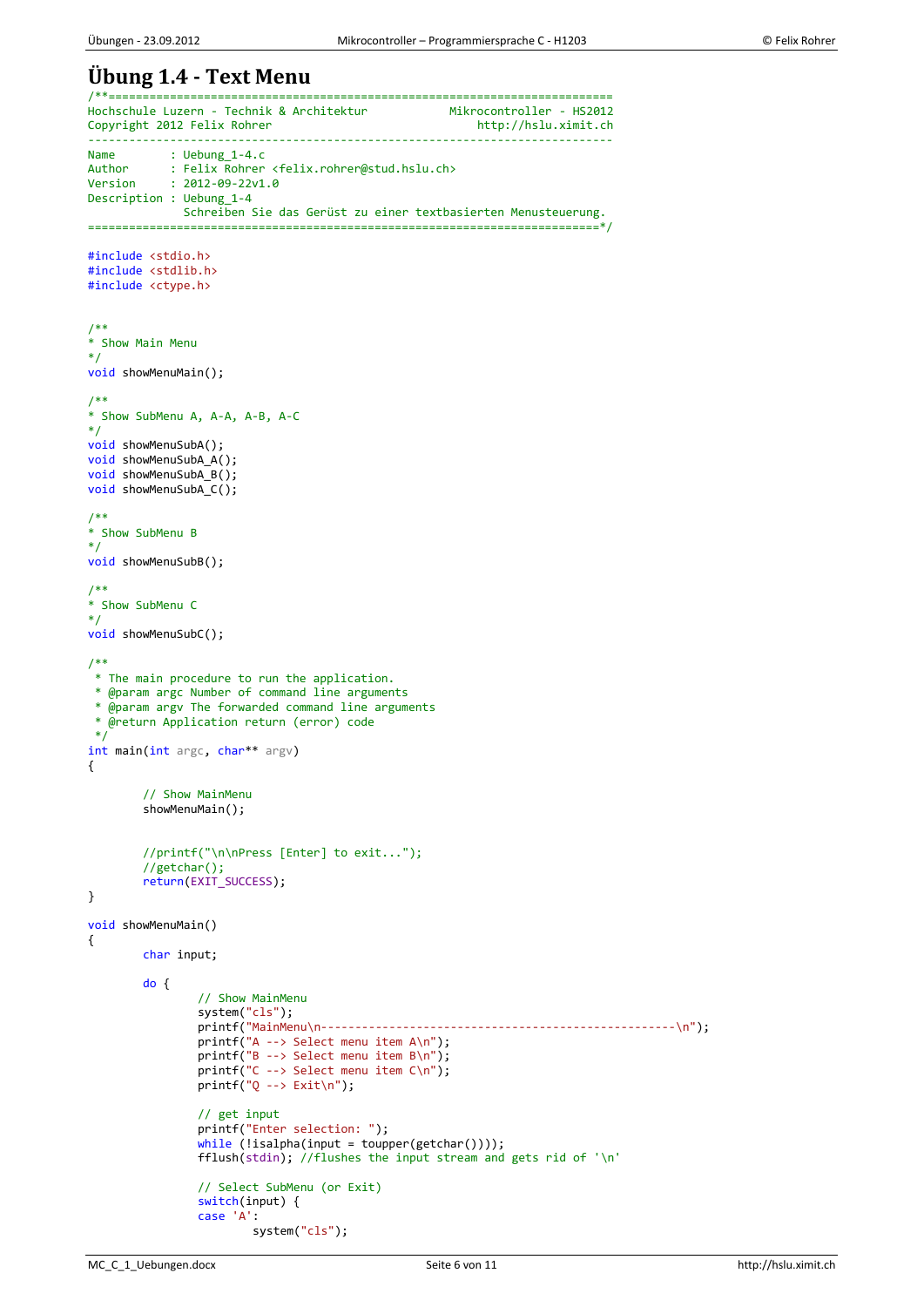# Übung 1.4 - Text Menu

```c
/**========================================================================
Hochschule Luzern - Technik & Architektur            Mikrokontroller - HS2012
Copyright 2012 Felix Rohrer                              http://hslu.ximit.ch
-------------------------------------------------------------------------
Name        : Uebung_1-4.c
Author      : Felix Rohrer <felix.rohrer@stud.hslu.ch>
Version     : 2012-09-22v1.0
Description : Uebung_1-4
              Schreiben Sie das Gerüst zu einer textbasierten Menusteuerung.
========================================================================*/

#include <stdio.h>
#include <stdlib.h>
#include <ctype.h>


/**
* Show Main Menu
*/
void showMenuMain();

/**
* Show SubMenu A, A-A, A-B, A-C
*/
void showMenuSubA();
void showMenuSubA_A();
void showMenuSubA_B();
void showMenuSubA_C();

/**
* Show SubMenu B
*/
void showMenuSubB();

/**
* Show SubMenu C
*/
void showMenuSubC();

/**
 * The main procedure to run the application.
 * @param argc Number of command line arguments
 * @param argv The forwarded command line arguments
 * @return Application return (error) code
 */
int main(int argc, char** argv)
{

        // Show MainMenu
        showMenuMain();


        //printf("\n\nPress [Enter] to exit...");
        //getchar();
        return(EXIT_SUCCESS);
}

void showMenuMain()
{
        char input;

        do {
                // Show MainMenu
                system("cls");
                printf("MainMenu\n---------------------------------------------------\n");
                printf("A --> Select menu item A\n");
                printf("B --> Select menu item B\n");
                printf("C --> Select menu item C\n");
                printf("Q --> Exit\n");

                // get input
                printf("Enter selection: ");
                while (!isalpha(input = toupper(getchar())));
                fflush(stdin); //flushes the input stream and gets rid of '\n'

                // Select SubMenu (or Exit)
                switch(input) {
                case 'A':
                        system("cls");
```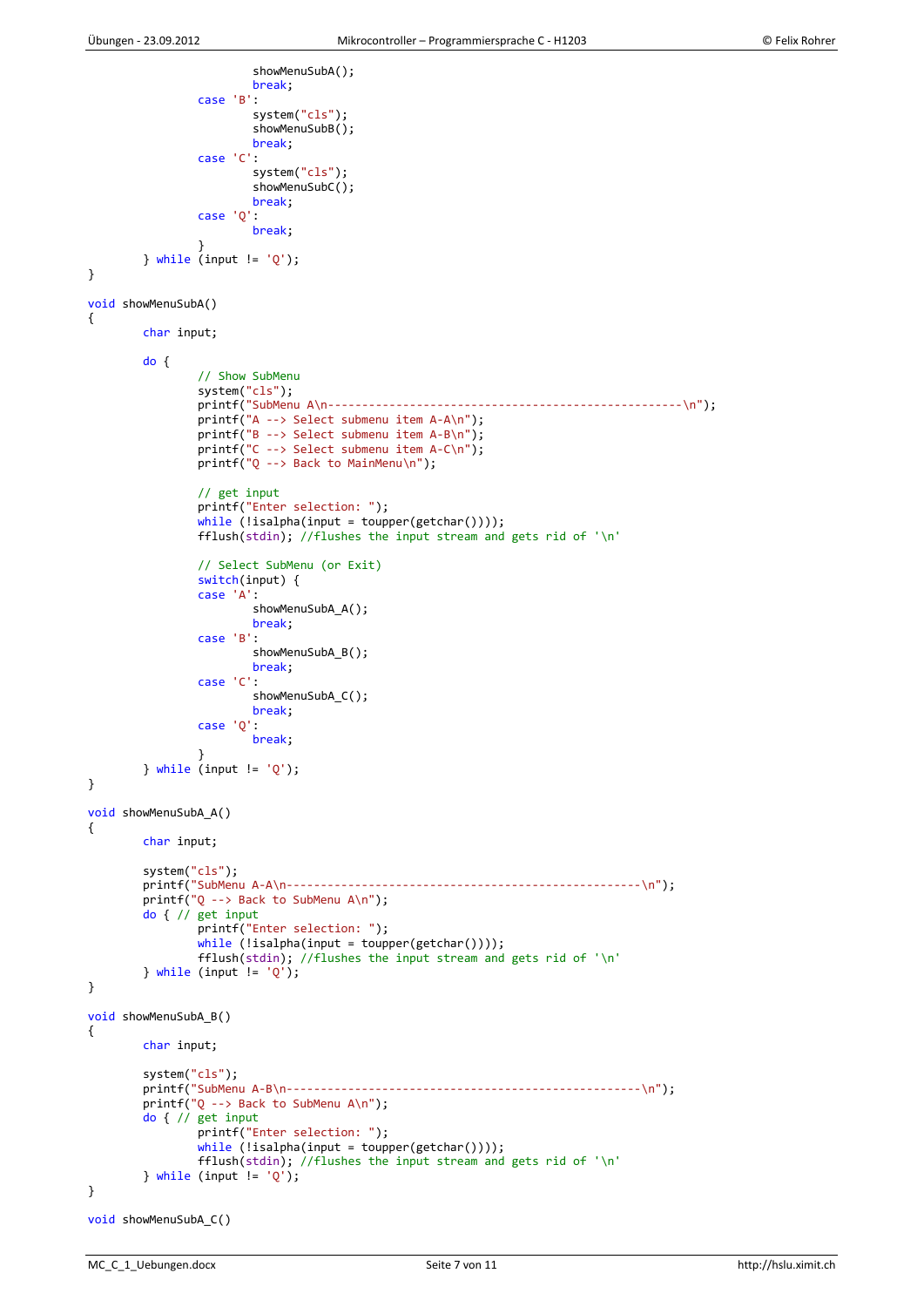```c
                        showMenuSubA();
                        break;
                case 'B':
                        system("cls");
                        showMenuSubB();
                        break;
                case 'C':
                        system("cls");
                        showMenuSubC();
                        break;
                case 'Q':
                        break;
                }
        } while (input != 'Q');
}

void showMenuSubA()
{
        char input;

        do {
                // Show SubMenu
                system("cls");
                printf("SubMenu A\n---------------------------------------------------\n");
                printf("A --> Select submenu item A-A\n");
                printf("B --> Select submenu item A-B\n");
                printf("C --> Select submenu item A-C\n");
                printf("Q --> Back to MainMenu\n");

                // get input
                printf("Enter selection: ");
                while (!isalpha(input = toupper(getchar())));
                fflush(stdin); //flushes the input stream and gets rid of '\n'

                // Select SubMenu (or Exit)
                switch(input) {
                case 'A':
                        showMenuSubA_A();
                        break;
                case 'B':
                        showMenuSubA_B();
                        break;
                case 'C':
                        showMenuSubA_C();
                        break;
                case 'Q':
                        break;
                }
        } while (input != 'Q');
}

void showMenuSubA_A()
{
        char input;

        system("cls");
        printf("SubMenu A-A\n---------------------------------------------------\n");
        printf("Q --> Back to SubMenu A\n");
        do { // get input
                printf("Enter selection: ");
                while (!isalpha(input = toupper(getchar())));
                fflush(stdin); //flushes the input stream and gets rid of '\n'
        } while (input != 'Q');
}

void showMenuSubA_B()
{
        char input;

        system("cls");
        printf("SubMenu A-B\n---------------------------------------------------\n");
        printf("Q --> Back to SubMenu A\n");
        do { // get input
                printf("Enter selection: ");
                while (!isalpha(input = toupper(getchar())));
                fflush(stdin); //flushes the input stream and gets rid of '\n'
        } while (input != 'Q');
}

void showMenuSubA_C()
```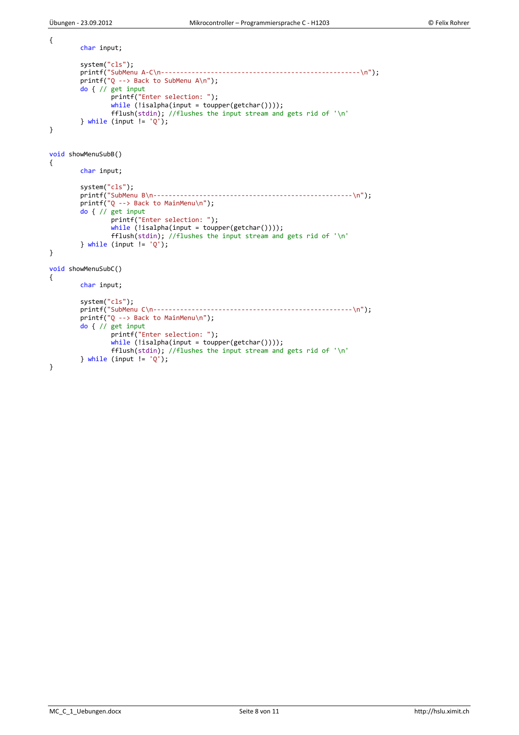```c
{
	char input;

	system("cls");
	printf("SubMenu A-C\n---------------------------------------------------\n");
	printf("Q --> Back to SubMenu A\n");
	do { // get input
		printf("Enter selection: ");
		while (!isalpha(input = toupper(getchar())));
		fflush(stdin); //flushes the input stream and gets rid of '\n'
	} while (input != 'Q');
}


void showMenuSubB()
{
	char input;

	system("cls");
	printf("SubMenu B\n---------------------------------------------------\n");
	printf("Q --> Back to MainMenu\n");
	do { // get input
		printf("Enter selection: ");
		while (!isalpha(input = toupper(getchar())));
		fflush(stdin); //flushes the input stream and gets rid of '\n'
	} while (input != 'Q');
}

void showMenuSubC()
{
	char input;

	system("cls");
	printf("SubMenu C\n---------------------------------------------------\n");
	printf("Q --> Back to MainMenu\n");
	do { // get input
		printf("Enter selection: ");
		while (!isalpha(input = toupper(getchar())));
		fflush(stdin); //flushes the input stream and gets rid of '\n'
	} while (input != 'Q');
}
```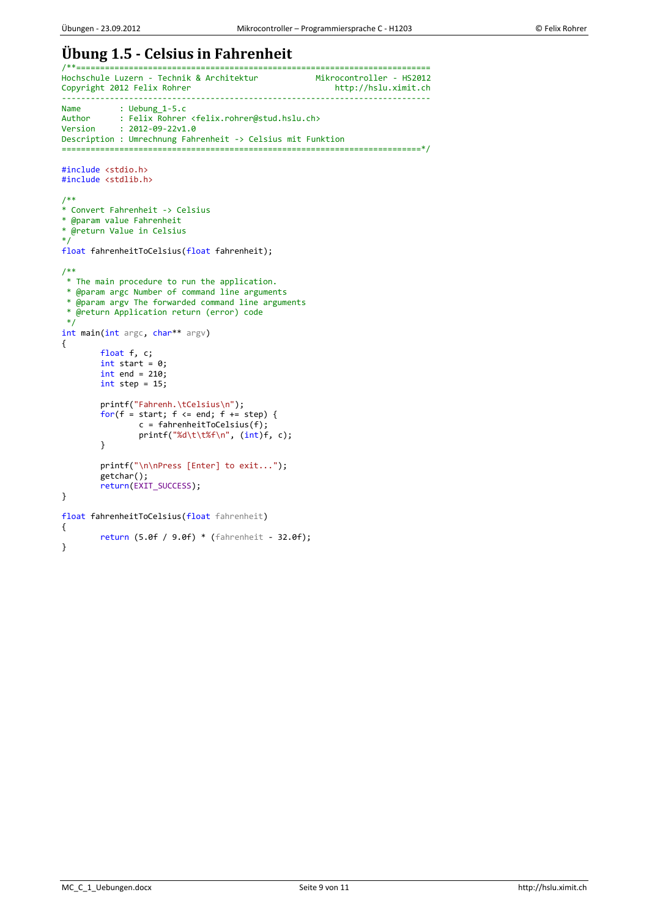# Übung 1.5 - Celsius in Fahrenheit

```c
/**=========================================================================
Hochschule Luzern - Technik & Architektur            Mikrocontroller - HS2012
Copyright 2012 Felix Rohrer                              http://hslu.ximit.ch
-----------------------------------------------------------------------------
Name        : Uebung_1-5.c
Author      : Felix Rohrer <felix.rohrer@stud.hslu.ch>
Version     : 2012-09-22v1.0
Description : Umrechnung Fahrenheit -> Celsius mit Funktion
==========================================================================*/

#include <stdio.h>
#include <stdlib.h>

/**
* Convert Fahrenheit -> Celsius
* @param value Fahrenheit
* @return Value in Celsius
*/
float fahrenheitToCelsius(float fahrenheit);

/**
 * The main procedure to run the application.
 * @param argc Number of command line arguments
 * @param argv The forwarded command line arguments
 * @return Application return (error) code
 */
int main(int argc, char** argv)
{
        float f, c;
        int start = 0;
        int end = 210;
        int step = 15;

        printf("Fahrenh.\tCelsius\n");
        for(f = start; f <= end; f += step) {
                c = fahrenheitToCelsius(f);
                printf("%d\t\t%f\n", (int)f, c);
        }

        printf("\n\nPress [Enter] to exit...");
        getchar();
        return(EXIT_SUCCESS);
}

float fahrenheitToCelsius(float fahrenheit)
{
        return (5.0f / 9.0f) * (fahrenheit - 32.0f);
}
```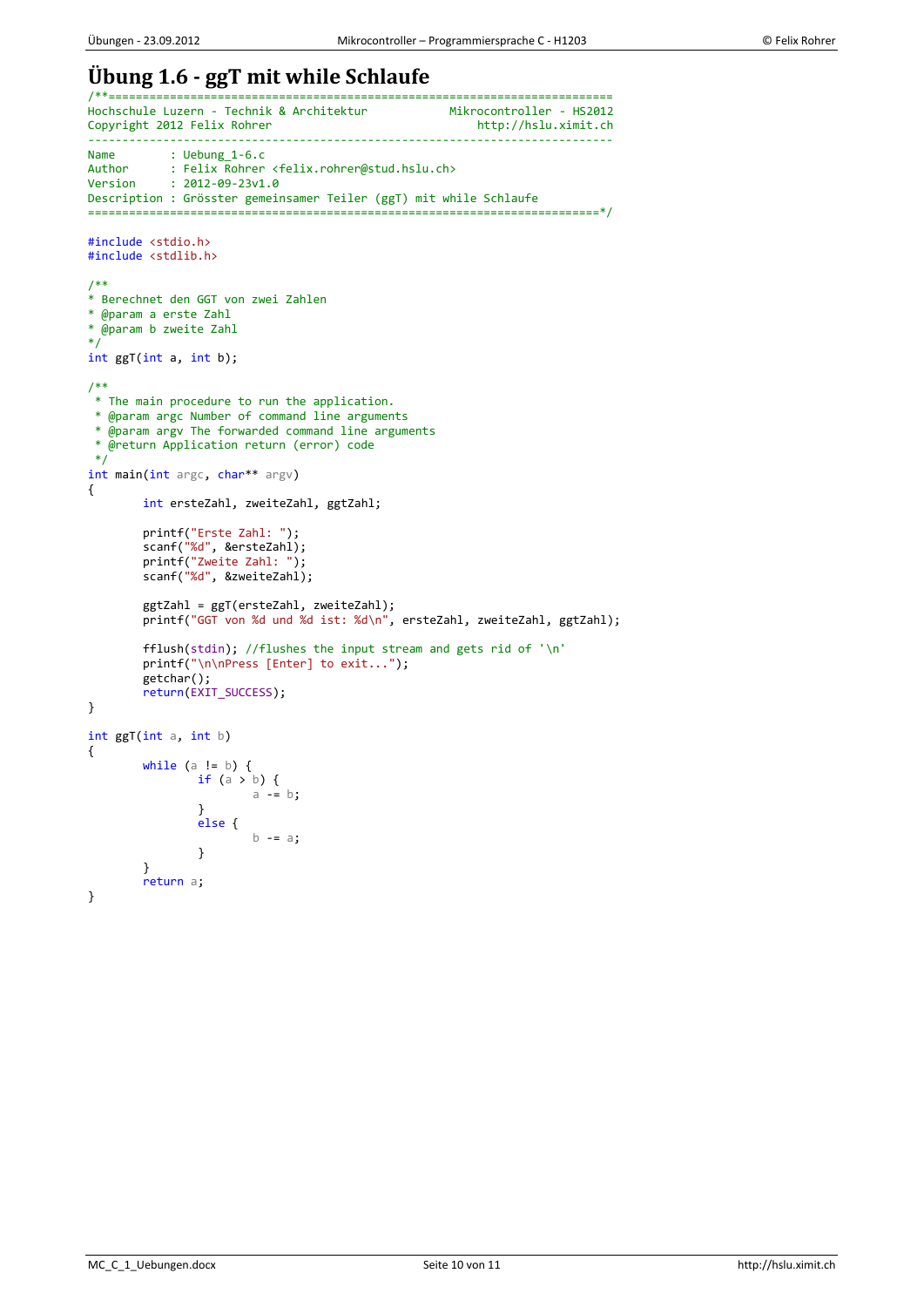# Übung 1.6 - ggT mit while Schlaufe

```c
/**========================================================================
Hochschule Luzern - Technik & Architektur            Mikrocontroller - HS2012
Copyright 2012 Felix Rohrer                               http://hslu.ximit.ch
-----------------------------------------------------------------------------
Name        : Uebung_1-6.c
Author      : Felix Rohrer <felix.rohrer@stud.hslu.ch>
Version     : 2012-09-23v1.0
Description : Grösster gemeinsamer Teiler (ggT) mit while Schlaufe
===========================================================================*/

#include <stdio.h>
#include <stdlib.h>

/**
* Berechnet den GGT von zwei Zahlen
* @param a erste Zahl
* @param b zweite Zahl
*/
int ggT(int a, int b);

/**
 * The main procedure to run the application.
 * @param argc Number of command line arguments
 * @param argv The forwarded command line arguments
 * @return Application return (error) code
 */
int main(int argc, char** argv)
{
        int ersteZahl, zweiteZahl, ggtZahl;

        printf("Erste Zahl: ");
        scanf("%d", &ersteZahl);
        printf("Zweite Zahl: ");
        scanf("%d", &zweiteZahl);

        ggtZahl = ggT(ersteZahl, zweiteZahl);
        printf("GGT von %d und %d ist: %d\n", ersteZahl, zweiteZahl, ggtZahl);

        fflush(stdin); //flushes the input stream and gets rid of '\n'
        printf("\n\nPress [Enter] to exit...");
        getchar();
        return(EXIT_SUCCESS);
}

int ggT(int a, int b)
{
        while (a != b) {
                if (a > b) {
                        a -= b;
                }
                else {
                        b -= a;
                }
        }
        return a;
}
```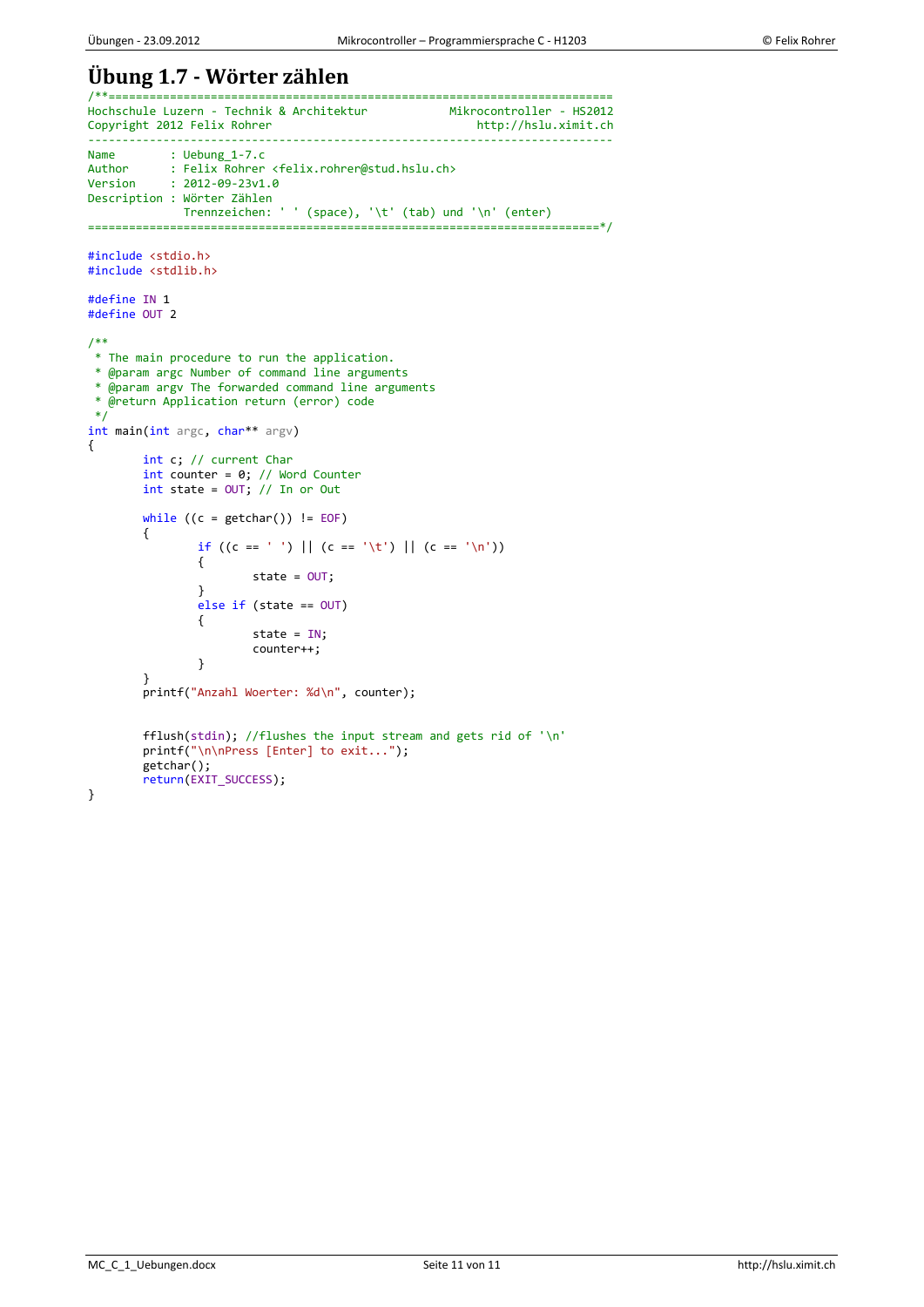# Übung 1.7 - Wörter zählen

```c
/**=========================================================================
Hochschule Luzern - Technik & Architektur            Mikrocontroller - HS2012
Copyright 2012 Felix Rohrer                               http://hslu.ximit.ch
-----------------------------------------------------------------------------
Name        : Uebung_1-7.c
Author      : Felix Rohrer <felix.rohrer@stud.hslu.ch>
Version     : 2012-09-23v1.0
Description : Wörter Zählen
              Trennzeichen: ' ' (space), '\t' (tab) und '\n' (enter)
==========================================================================*/

#include <stdio.h>
#include <stdlib.h>

#define IN 1
#define OUT 2

/**
 * The main procedure to run the application.
 * @param argc Number of command line arguments
 * @param argv The forwarded command line arguments
 * @return Application return (error) code
 */
int main(int argc, char** argv)
{
        int c; // current Char
        int counter = 0; // Word Counter
        int state = OUT; // In or Out

        while ((c = getchar()) != EOF)
        {
                if ((c == ' ') || (c == '\t') || (c == '\n'))
                {
                        state = OUT;
                }
                else if (state == OUT)
                {
                        state = IN;
                        counter++;
                }
        }
        printf("Anzahl Woerter: %d\n", counter);


        fflush(stdin); //flushes the input stream and gets rid of '\n'
        printf("\n\nPress [Enter] to exit...");
        getchar();
        return(EXIT_SUCCESS);
}
```